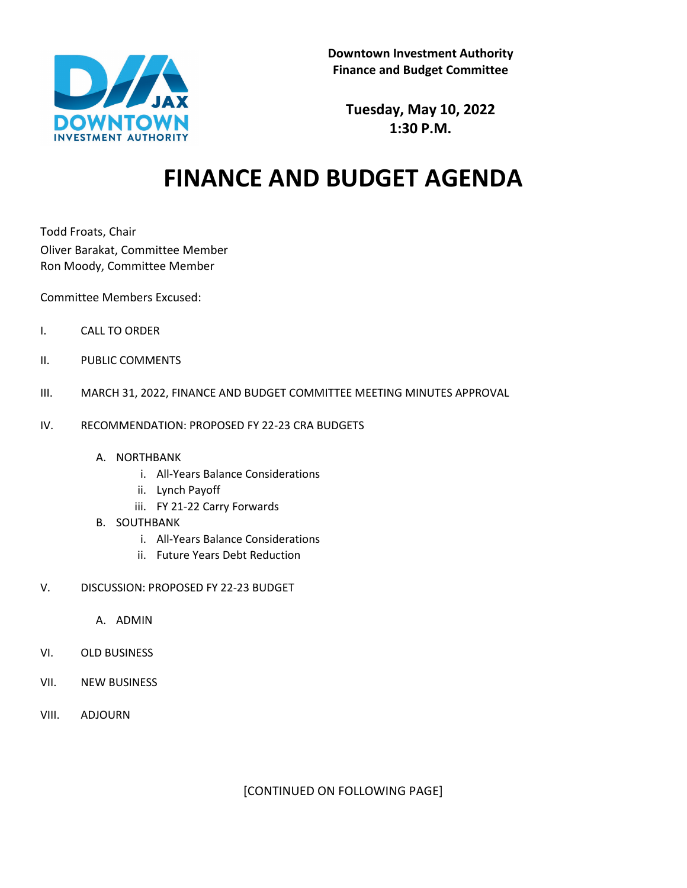**Downtown Investment Authority**
**Finance and Budget Committee**

**Tuesday, May 10, 2022**
**1:30 P.M.**

# FINANCE AND BUDGET AGENDA

Todd Froats, Chair
Oliver Barakat, Committee Member
Ron Moody, Committee Member

Committee Members Excused:

I. CALL TO ORDER

II. PUBLIC COMMENTS

III. MARCH 31, 2022, FINANCE AND BUDGET COMMITTEE MEETING MINUTES APPROVAL

IV. RECOMMENDATION: PROPOSED FY 22-23 CRA BUDGETS

   A. NORTHBANK
      i. All-Years Balance Considerations
      ii. Lynch Payoff
      iii. FY 21-22 Carry Forwards
   B. SOUTHBANK
      i. All-Years Balance Considerations
      ii. Future Years Debt Reduction

V. DISCUSSION: PROPOSED FY 22-23 BUDGET

   A. ADMIN

VI. OLD BUSINESS

VII. NEW BUSINESS

VIII. ADJOURN

[CONTINUED ON FOLLOWING PAGE]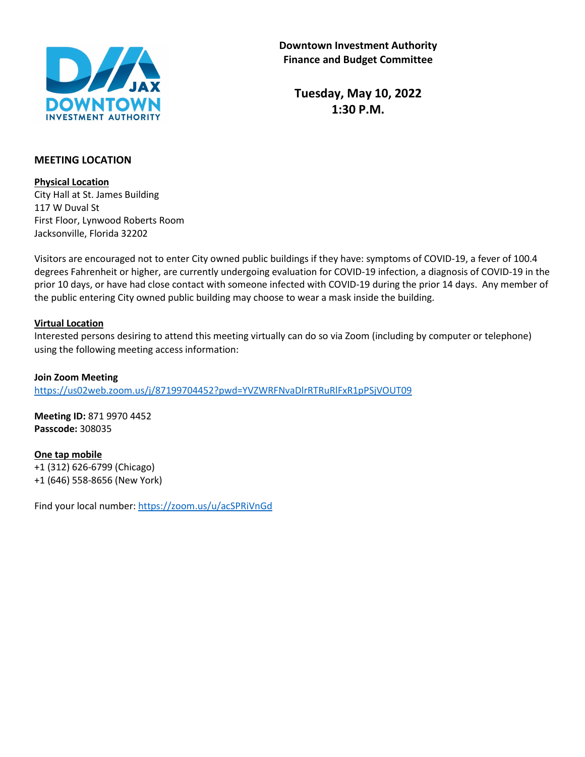**Downtown Investment Authority**
**Finance and Budget Committee**

**Tuesday, May 10, 2022**
**1:30 P.M.**

## MEETING LOCATION

**Physical Location**
City Hall at St. James Building
117 W Duval St
First Floor, Lynwood Roberts Room
Jacksonville, Florida 32202

Visitors are encouraged not to enter City owned public buildings if they have: symptoms of COVID-19, a fever of 100.4 degrees Fahrenheit or higher, are currently undergoing evaluation for COVID-19 infection, a diagnosis of COVID-19 in the prior 10 days, or have had close contact with someone infected with COVID-19 during the prior 14 days. Any member of the public entering City owned public building may choose to wear a mask inside the building.

**Virtual Location**
Interested persons desiring to attend this meeting virtually can do so via Zoom (including by computer or telephone) using the following meeting access information:

**Join Zoom Meeting**
https://us02web.zoom.us/j/87199704452?pwd=YVZWRFNvaDlrRTRuRlFxR1pPSjVOUT09

**Meeting ID:** 871 9970 4452
**Passcode:** 308035

**One tap mobile**
+1 (312) 626-6799 (Chicago)
+1 (646) 558-8656 (New York)

Find your local number: https://zoom.us/u/acSPRiVnGd